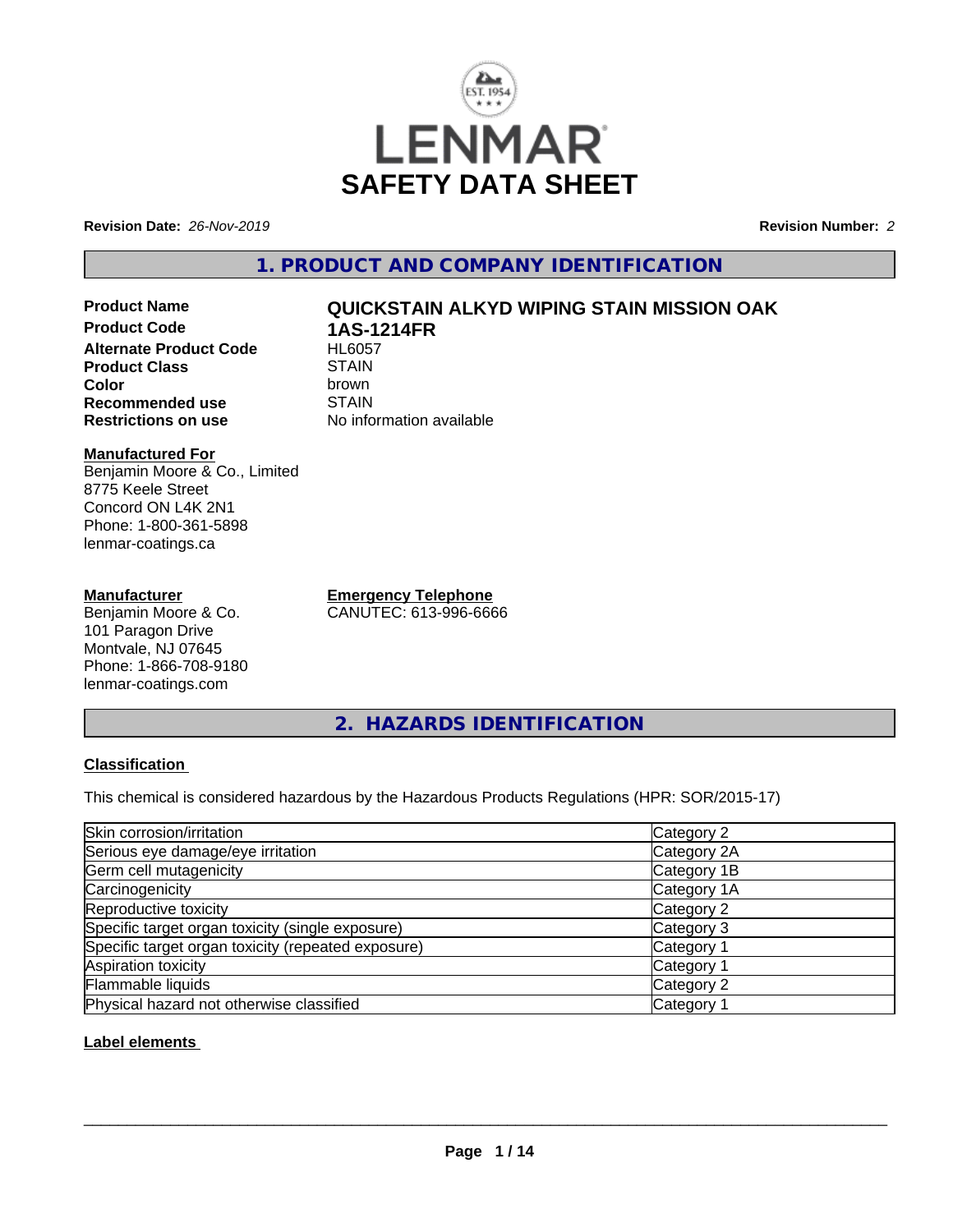# SAFETY DATA SHEET

**Revision Date:** *26-Nov-2019* **Revision Number:** *2*

## 1. PRODUCT AND COMPANY IDENTIFICATION

| | |
|---|---|
| **Product Name** | **QUICKSTAIN ALKYD WIPING STAIN MISSION OAK** |
| **Product Code** | **1AS-1214FR** |
| **Alternate Product Code** | HL6057 |
| **Product Class** | STAIN |
| **Color** | brown |
| **Recommended use** | STAIN |
| **Restrictions on use** | No information available |

**Manufactured For**
Benjamin Moore & Co., Limited
8775 Keele Street
Concord ON L4K 2N1
Phone: 1-800-361-5898
lenmar-coatings.ca

**Manufacturer**
Benjamin Moore & Co.
101 Paragon Drive
Montvale, NJ 07645
Phone: 1-866-708-9180
lenmar-coatings.com

**Emergency Telephone**
CANUTEC: 613-996-6666

## 2. HAZARDS IDENTIFICATION

### Classification

This chemical is considered hazardous by the Hazardous Products Regulations (HPR: SOR/2015-17)

| | |
|---|---|
| Skin corrosion/irritation | Category 2 |
| Serious eye damage/eye irritation | Category 2A |
| Germ cell mutagenicity | Category 1B |
| Carcinogenicity | Category 1A |
| Reproductive toxicity | Category 2 |
| Specific target organ toxicity (single exposure) | Category 3 |
| Specific target organ toxicity (repeated exposure) | Category 1 |
| Aspiration toxicity | Category 1 |
| Flammable liquids | Category 2 |
| Physical hazard not otherwise classified | Category 1 |

### Label elements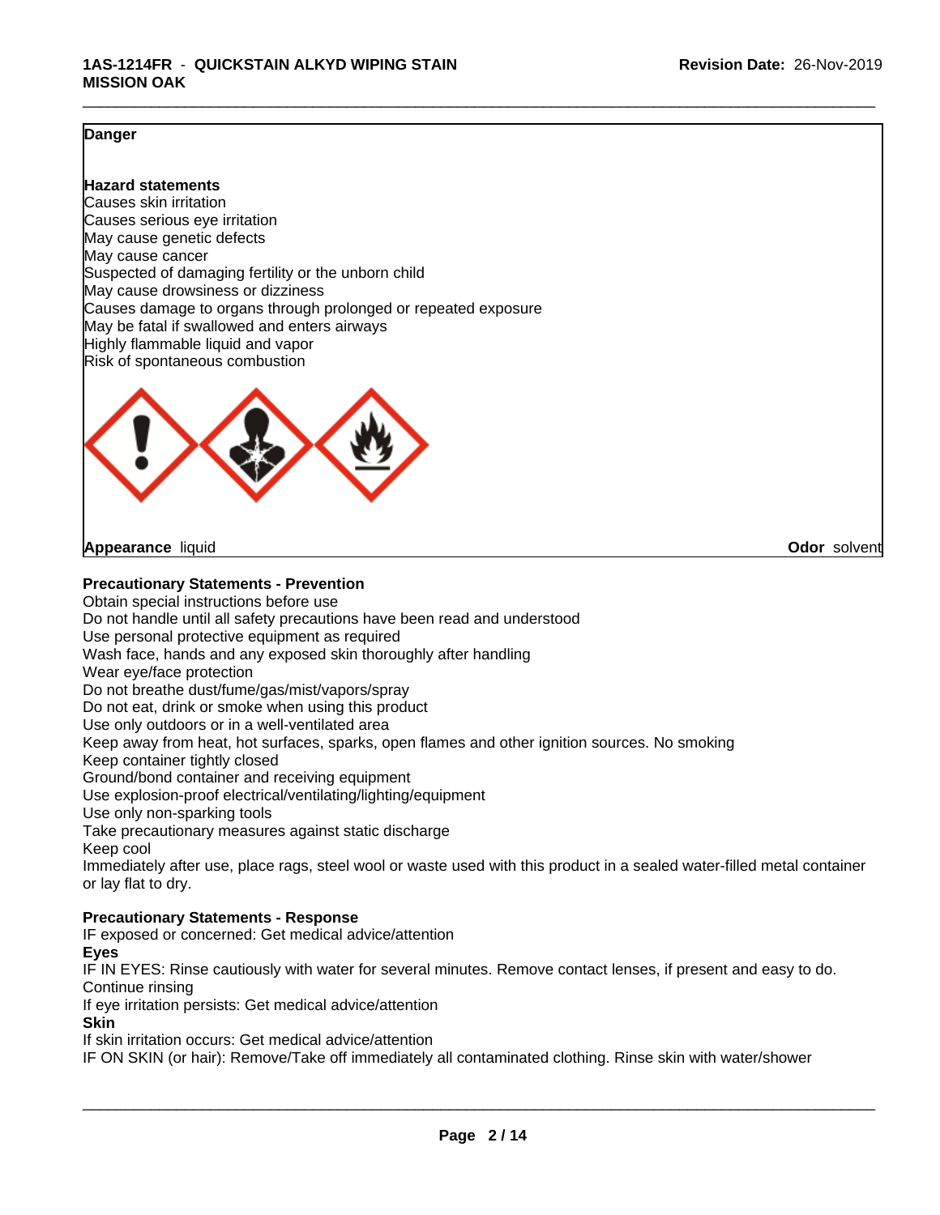**Danger**

**Hazard statements**

Causes skin irritation
Causes serious eye irritation
May cause genetic defects
May cause cancer
Suspected of damaging fertility or the unborn child
May cause drowsiness or dizziness
Causes damage to organs through prolonged or repeated exposure
May be fatal if swallowed and enters airways
Highly flammable liquid and vapor
Risk of spontaneous combustion

**Appearance** liquid **Odor** solvent

**Precautionary Statements - Prevention**

Obtain special instructions before use
Do not handle until all safety precautions have been read and understood
Use personal protective equipment as required
Wash face, hands and any exposed skin thoroughly after handling
Wear eye/face protection
Do not breathe dust/fume/gas/mist/vapors/spray
Do not eat, drink or smoke when using this product
Use only outdoors or in a well-ventilated area
Keep away from heat, hot surfaces, sparks, open flames and other ignition sources. No smoking
Keep container tightly closed
Ground/bond container and receiving equipment
Use explosion-proof electrical/ventilating/lighting/equipment
Use only non-sparking tools
Take precautionary measures against static discharge
Keep cool
Immediately after use, place rags, steel wool or waste used with this product in a sealed water-filled metal container or lay flat to dry.

**Precautionary Statements - Response**

IF exposed or concerned: Get medical advice/attention

**Eyes**

IF IN EYES: Rinse cautiously with water for several minutes. Remove contact lenses, if present and easy to do. Continue rinsing
If eye irritation persists: Get medical advice/attention

**Skin**

If skin irritation occurs: Get medical advice/attention
IF ON SKIN (or hair): Remove/Take off immediately all contaminated clothing. Rinse skin with water/shower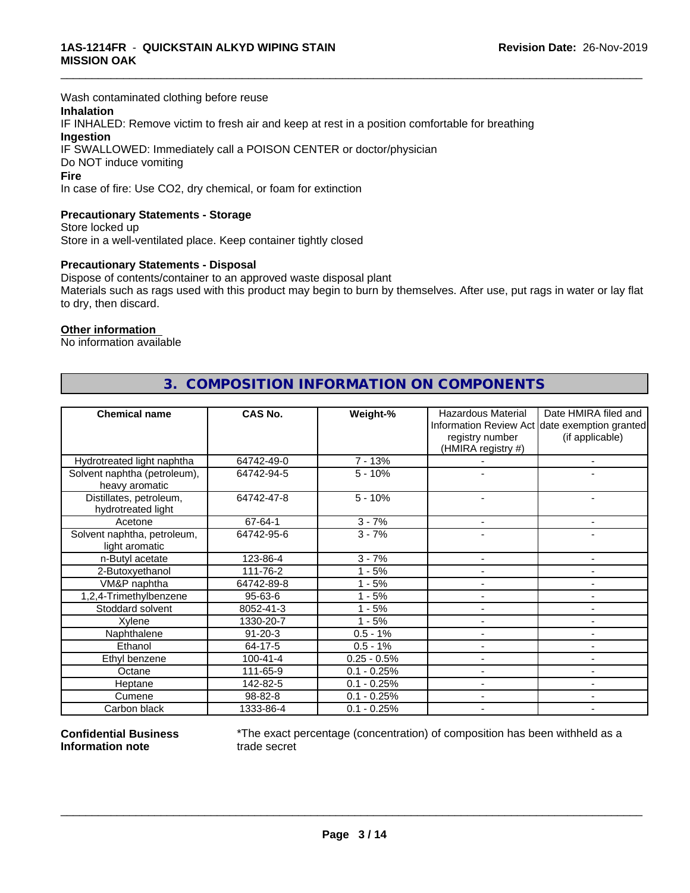Wash contaminated clothing before reuse

**Inhalation**

IF INHALED: Remove victim to fresh air and keep at rest in a position comfortable for breathing

**Ingestion**

IF SWALLOWED: Immediately call a POISON CENTER or doctor/physician

Do NOT induce vomiting

**Fire**

In case of fire: Use CO2, dry chemical, or foam for extinction

**Precautionary Statements - Storage**

Store locked up

Store in a well-ventilated place. Keep container tightly closed

**Precautionary Statements - Disposal**

Dispose of contents/container to an approved waste disposal plant

Materials such as rags used with this product may begin to burn by themselves. After use, put rags in water or lay flat to dry, then discard.

**Other information**

No information available

## 3. COMPOSITION INFORMATION ON COMPONENTS

| Chemical name | CAS No. | Weight-% | Hazardous Material Information Review Act registry number (HMIRA registry #) | Date HMIRA filed and date exemption granted (if applicable) |
|---|---|---|---|---|
| Hydrotreated light naphtha | 64742-49-0 | 7 - 13% | - | - |
| Solvent naphtha (petroleum), heavy aromatic | 64742-94-5 | 5 - 10% | - | - |
| Distillates, petroleum, hydrotreated light | 64742-47-8 | 5 - 10% | - | - |
| Acetone | 67-64-1 | 3 - 7% | - | - |
| Solvent naphtha, petroleum, light aromatic | 64742-95-6 | 3 - 7% | - | - |
| n-Butyl acetate | 123-86-4 | 3 - 7% | - | - |
| 2-Butoxyethanol | 111-76-2 | 1 - 5% | - | - |
| VM&P naphtha | 64742-89-8 | 1 - 5% | - | - |
| 1,2,4-Trimethylbenzene | 95-63-6 | 1 - 5% | - | - |
| Stoddard solvent | 8052-41-3 | 1 - 5% | - | - |
| Xylene | 1330-20-7 | 1 - 5% | - | - |
| Naphthalene | 91-20-3 | 0.5 - 1% | - | - |
| Ethanol | 64-17-5 | 0.5 - 1% | - | - |
| Ethyl benzene | 100-41-4 | 0.25 - 0.5% | - | - |
| Octane | 111-65-9 | 0.1 - 0.25% | - | - |
| Heptane | 142-82-5 | 0.1 - 0.25% | - | - |
| Cumene | 98-82-8 | 0.1 - 0.25% | - | - |
| Carbon black | 1333-86-4 | 0.1 - 0.25% | - | - |

**Confidential Business Information note**

*The exact percentage (concentration) of composition has been withheld as a trade secret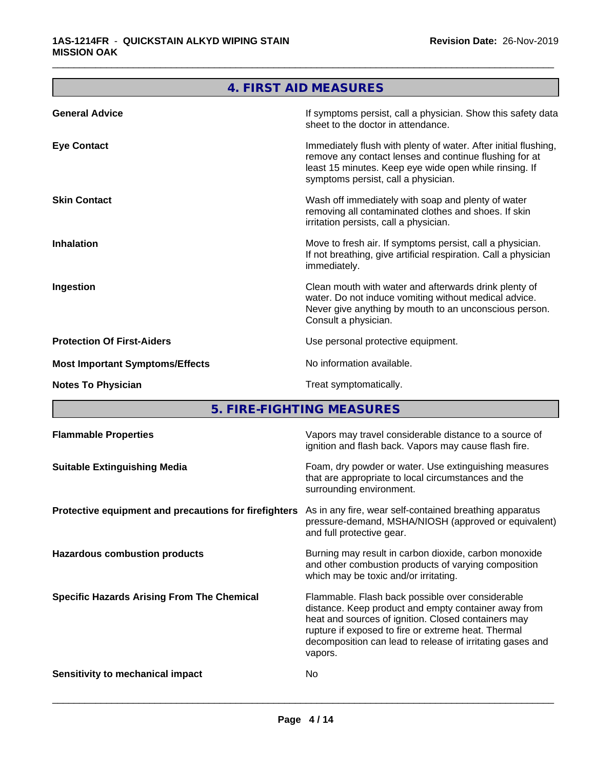## 4. FIRST AID MEASURES

| | |
|---|---|
| **General Advice** | If symptoms persist, call a physician. Show this safety data sheet to the doctor in attendance. |
| **Eye Contact** | Immediately flush with plenty of water. After initial flushing, remove any contact lenses and continue flushing for at least 15 minutes. Keep eye wide open while rinsing. If symptoms persist, call a physician. |
| **Skin Contact** | Wash off immediately with soap and plenty of water removing all contaminated clothes and shoes. If skin irritation persists, call a physician. |
| **Inhalation** | Move to fresh air. If symptoms persist, call a physician. If not breathing, give artificial respiration. Call a physician immediately. |
| **Ingestion** | Clean mouth with water and afterwards drink plenty of water. Do not induce vomiting without medical advice. Never give anything by mouth to an unconscious person. Consult a physician. |
| **Protection Of First-Aiders** | Use personal protective equipment. |
| **Most Important Symptoms/Effects** | No information available. |
| **Notes To Physician** | Treat symptomatically. |

## 5. FIRE-FIGHTING MEASURES

| | |
|---|---|
| **Flammable Properties** | Vapors may travel considerable distance to a source of ignition and flash back. Vapors may cause flash fire. |
| **Suitable Extinguishing Media** | Foam, dry powder or water. Use extinguishing measures that are appropriate to local circumstances and the surrounding environment. |
| **Protective equipment and precautions for firefighters** | As in any fire, wear self-contained breathing apparatus pressure-demand, MSHA/NIOSH (approved or equivalent) and full protective gear. |
| **Hazardous combustion products** | Burning may result in carbon dioxide, carbon monoxide and other combustion products of varying composition which may be toxic and/or irritating. |
| **Specific Hazards Arising From The Chemical** | Flammable. Flash back possible over considerable distance. Keep product and empty container away from heat and sources of ignition. Closed containers may rupture if exposed to fire or extreme heat. Thermal decomposition can lead to release of irritating gases and vapors. |
| **Sensitivity to mechanical impact** | No |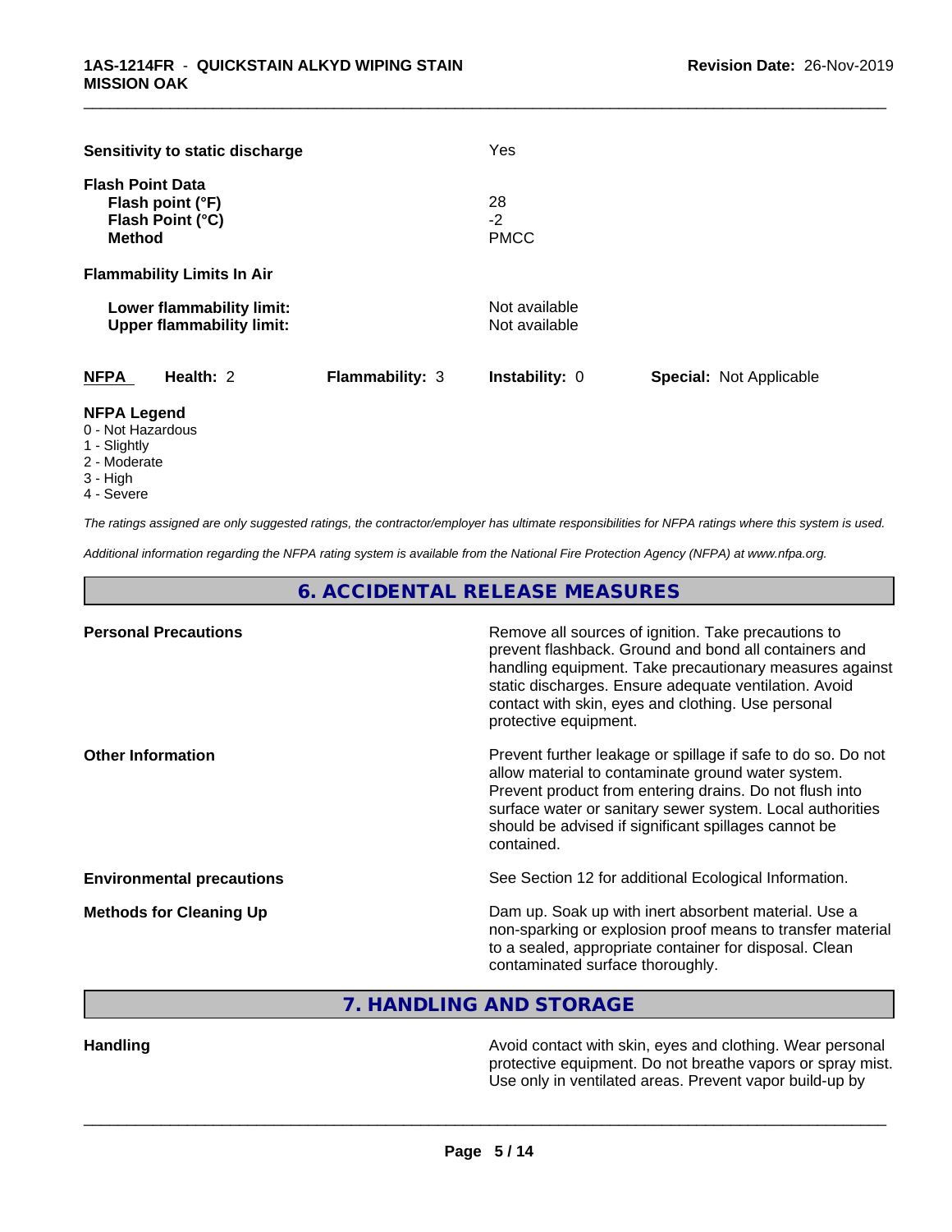**Sensitivity to static discharge** Yes

**Flash Point Data**

| | |
|---|---|
| **Flash point (°F)** | 28 |
| **Flash Point (°C)** | -2 |
| **Method** | PMCC |

**Flammability Limits In Air**

| | |
|---|---|
| **Lower flammability limit:** | Not available |
| **Upper flammability limit:** | Not available |

| **NFPA** | **Health:** 2 | **Flammability:** 3 | **Instability:** 0 | **Special:** Not Applicable |
|---|---|---|---|---|

**NFPA Legend**
- 0 - Not Hazardous
- 1 - Slightly
- 2 - Moderate
- 3 - High
- 4 - Severe

*The ratings assigned are only suggested ratings, the contractor/employer has ultimate responsibilities for NFPA ratings where this system is used.*

*Additional information regarding the NFPA rating system is available from the National Fire Protection Agency (NFPA) at www.nfpa.org.*

## 6. ACCIDENTAL RELEASE MEASURES

| | |
|---|---|
| **Personal Precautions** | Remove all sources of ignition. Take precautions to prevent flashback. Ground and bond all containers and handling equipment. Take precautionary measures against static discharges. Ensure adequate ventilation. Avoid contact with skin, eyes and clothing. Use personal protective equipment. |
| **Other Information** | Prevent further leakage or spillage if safe to do so. Do not allow material to contaminate ground water system. Prevent product from entering drains. Do not flush into surface water or sanitary sewer system. Local authorities should be advised if significant spillages cannot be contained. |
| **Environmental precautions** | See Section 12 for additional Ecological Information. |
| **Methods for Cleaning Up** | Dam up. Soak up with inert absorbent material. Use a non-sparking or explosion proof means to transfer material to a sealed, appropriate container for disposal. Clean contaminated surface thoroughly. |

## 7. HANDLING AND STORAGE

| | |
|---|---|
| **Handling** | Avoid contact with skin, eyes and clothing. Wear personal protective equipment. Do not breathe vapors or spray mist. Use only in ventilated areas. Prevent vapor build-up by |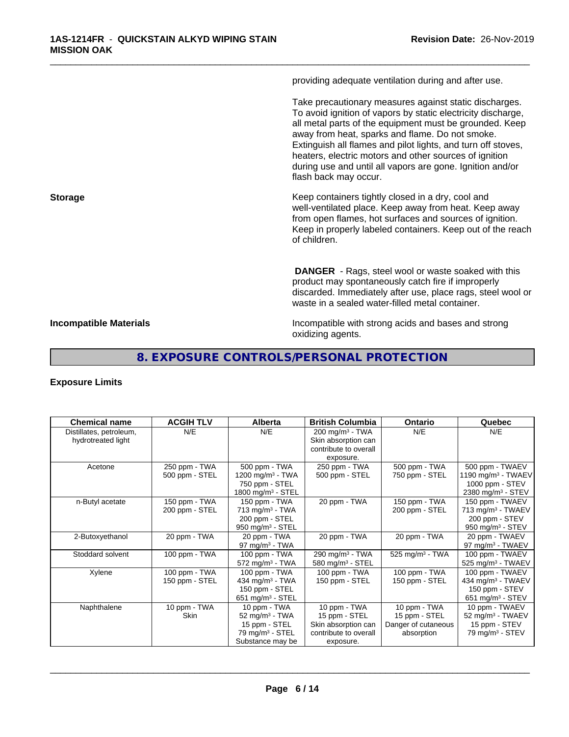providing adequate ventilation during and after use.

Take precautionary measures against static discharges. To avoid ignition of vapors by static electricity discharge, all metal parts of the equipment must be grounded. Keep away from heat, sparks and flame. Do not smoke. Extinguish all flames and pilot lights, and turn off stoves, heaters, electric motors and other sources of ignition during use and until all vapors are gone. Ignition and/or flash back may occur.

**Storage**

Keep containers tightly closed in a dry, cool and well-ventilated place. Keep away from heat. Keep away from open flames, hot surfaces and sources of ignition. Keep in properly labeled containers. Keep out of the reach of children.

**DANGER** - Rags, steel wool or waste soaked with this product may spontaneously catch fire if improperly discarded. Immediately after use, place rags, steel wool or waste in a sealed water-filled metal container.

**Incompatible Materials**

Incompatible with strong acids and bases and strong oxidizing agents.

## 8. EXPOSURE CONTROLS/PERSONAL PROTECTION

### Exposure Limits

| Chemical name | ACGIH TLV | Alberta | British Columbia | Ontario | Quebec |
|---|---|---|---|---|---|
| Distillates, petroleum, hydrotreated light | N/E | N/E | 200 mg/m³ - TWA<br>Skin absorption can contribute to overall exposure. | N/E | N/E |
| Acetone | 250 ppm - TWA<br>500 ppm - STEL | 500 ppm - TWA<br>1200 mg/m³ - TWA<br>750 ppm - STEL<br>1800 mg/m³ - STEL | 250 ppm - TWA<br>500 ppm - STEL | 500 ppm - TWA<br>750 ppm - STEL | 500 ppm - TWAEV<br>1190 mg/m³ - TWAEV<br>1000 ppm - STEV<br>2380 mg/m³ - STEV |
| n-Butyl acetate | 150 ppm - TWA<br>200 ppm - STEL | 150 ppm - TWA<br>713 mg/m³ - TWA<br>200 ppm - STEL<br>950 mg/m³ - STEL | 20 ppm - TWA | 150 ppm - TWA<br>200 ppm - STEL | 150 ppm - TWAEV<br>713 mg/m³ - TWAEV<br>200 ppm - STEV<br>950 mg/m³ - STEV |
| 2-Butoxyethanol | 20 ppm - TWA | 20 ppm - TWA<br>97 mg/m³ - TWA | 20 ppm - TWA | 20 ppm - TWA | 20 ppm - TWAEV<br>97 mg/m³ - TWAEV |
| Stoddard solvent | 100 ppm - TWA | 100 ppm - TWA<br>572 mg/m³ - TWA | 290 mg/m³ - TWA<br>580 mg/m³ - STEL | 525 mg/m³ - TWA | 100 ppm - TWAEV<br>525 mg/m³ - TWAEV |
| Xylene | 100 ppm - TWA<br>150 ppm - STEL | 100 ppm - TWA<br>434 mg/m³ - TWA<br>150 ppm - STEL<br>651 mg/m³ - STEL | 100 ppm - TWA<br>150 ppm - STEL | 100 ppm - TWA<br>150 ppm - STEL | 100 ppm - TWAEV<br>434 mg/m³ - TWAEV<br>150 ppm - STEV<br>651 mg/m³ - STEV |
| Naphthalene | 10 ppm - TWA<br>Skin | 10 ppm - TWA<br>52 mg/m³ - TWA<br>15 ppm - STEL<br>79 mg/m³ - STEL<br>Substance may be | 10 ppm - TWA<br>15 ppm - STEL<br>Skin absorption can contribute to overall exposure. | 10 ppm - TWA<br>15 ppm - STEL<br>Danger of cutaneous absorption | 10 ppm - TWAEV<br>52 mg/m³ - TWAEV<br>15 ppm - STEV<br>79 mg/m³ - STEV |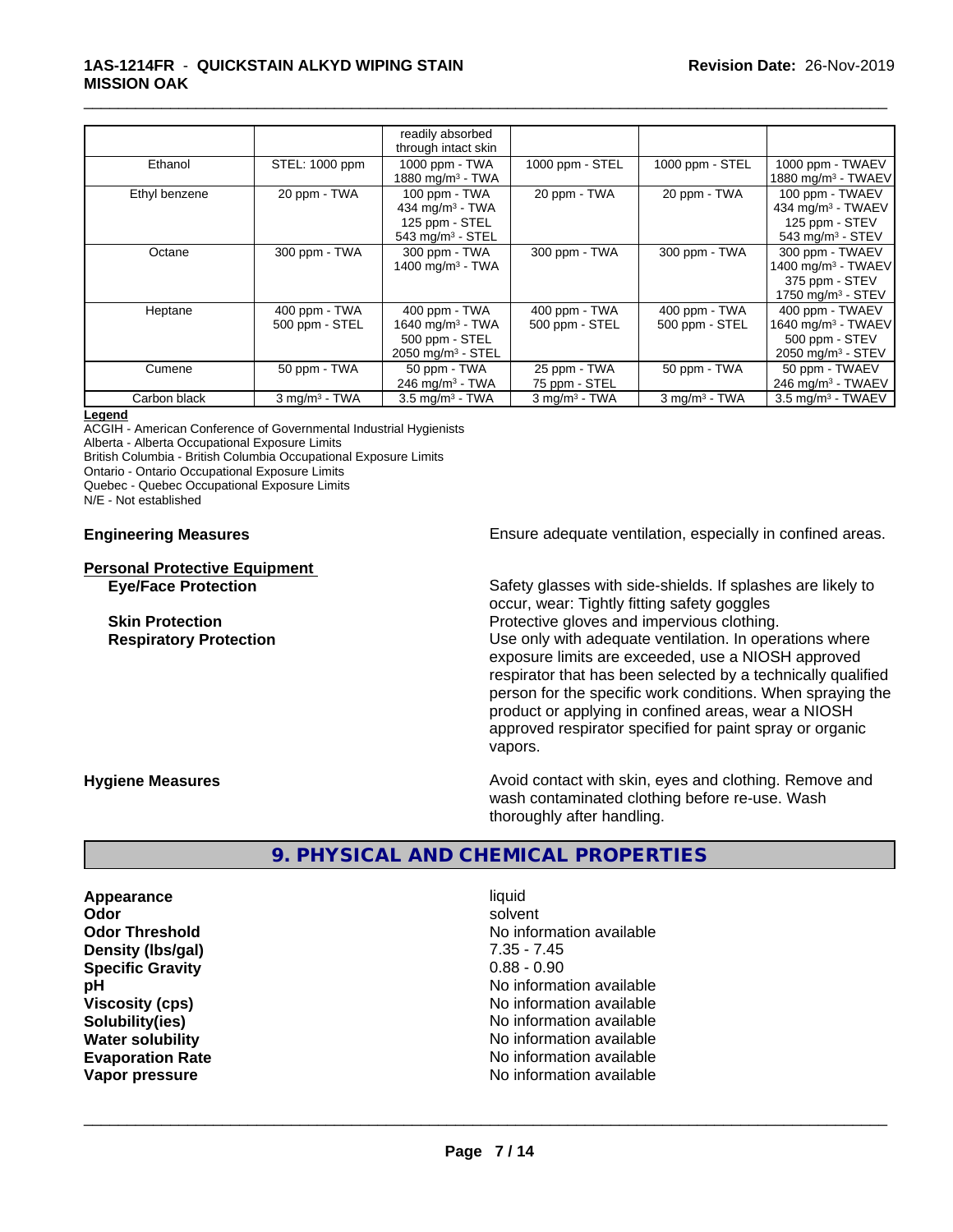| | | readily absorbed through intact skin | | | |
|---|---|---|---|---|---|
| Ethanol | STEL: 1000 ppm | 1000 ppm - TWA<br>1880 mg/m³ - TWA | 1000 ppm - STEL | 1000 ppm - STEL | 1000 ppm - TWAEV<br>1880 mg/m³ - TWAEV |
| Ethyl benzene | 20 ppm - TWA | 100 ppm - TWA<br>434 mg/m³ - TWA<br>125 ppm - STEL<br>543 mg/m³ - STEL | 20 ppm - TWA | 20 ppm - TWA | 100 ppm - TWAEV<br>434 mg/m³ - TWAEV<br>125 ppm - STEV<br>543 mg/m³ - STEV |
| Octane | 300 ppm - TWA | 300 ppm - TWA<br>1400 mg/m³ - TWA | 300 ppm - TWA | 300 ppm - TWA | 300 ppm - TWAEV<br>1400 mg/m³ - TWAEV<br>375 ppm - STEV<br>1750 mg/m³ - STEV |
| Heptane | 400 ppm - TWA<br>500 ppm - STEL | 400 ppm - TWA<br>1640 mg/m³ - TWA<br>500 ppm - STEL<br>2050 mg/m³ - STEL | 400 ppm - TWA<br>500 ppm - STEL | 400 ppm - TWA<br>500 ppm - STEL | 400 ppm - TWAEV<br>1640 mg/m³ - TWAEV<br>500 ppm - STEV<br>2050 mg/m³ - STEV |
| Cumene | 50 ppm - TWA | 50 ppm - TWA<br>246 mg/m³ - TWA | 25 ppm - TWA<br>75 ppm - STEL | 50 ppm - TWA | 50 ppm - TWAEV<br>246 mg/m³ - TWAEV |
| Carbon black | 3 mg/m³ - TWA | 3.5 mg/m³ - TWA | 3 mg/m³ - TWA | 3 mg/m³ - TWA | 3.5 mg/m³ - TWAEV |

**Legend**

ACGIH - American Conference of Governmental Industrial Hygienists
Alberta - Alberta Occupational Exposure Limits
British Columbia - British Columbia Occupational Exposure Limits
Ontario - Ontario Occupational Exposure Limits
Quebec - Quebec Occupational Exposure Limits
N/E - Not established

**Engineering Measures** Ensure adequate ventilation, especially in confined areas.

**Personal Protective Equipment**

**Eye/Face Protection** Safety glasses with side-shields. If splashes are likely to occur, wear: Tightly fitting safety goggles

**Skin Protection** Protective gloves and impervious clothing.

**Respiratory Protection** Use only with adequate ventilation. In operations where exposure limits are exceeded, use a NIOSH approved respirator that has been selected by a technically qualified person for the specific work conditions. When spraying the product or applying in confined areas, wear a NIOSH approved respirator specified for paint spray or organic vapors.

**Hygiene Measures** Avoid contact with skin, eyes and clothing. Remove and wash contaminated clothing before re-use. Wash thoroughly after handling.

## 9. PHYSICAL AND CHEMICAL PROPERTIES

| | |
|---|---|
| **Appearance** | liquid |
| **Odor** | solvent |
| **Odor Threshold** | No information available |
| **Density (lbs/gal)** | 7.35 - 7.45 |
| **Specific Gravity** | 0.88 - 0.90 |
| **pH** | No information available |
| **Viscosity (cps)** | No information available |
| **Solubility(ies)** | No information available |
| **Water solubility** | No information available |
| **Evaporation Rate** | No information available |
| **Vapor pressure** | No information available |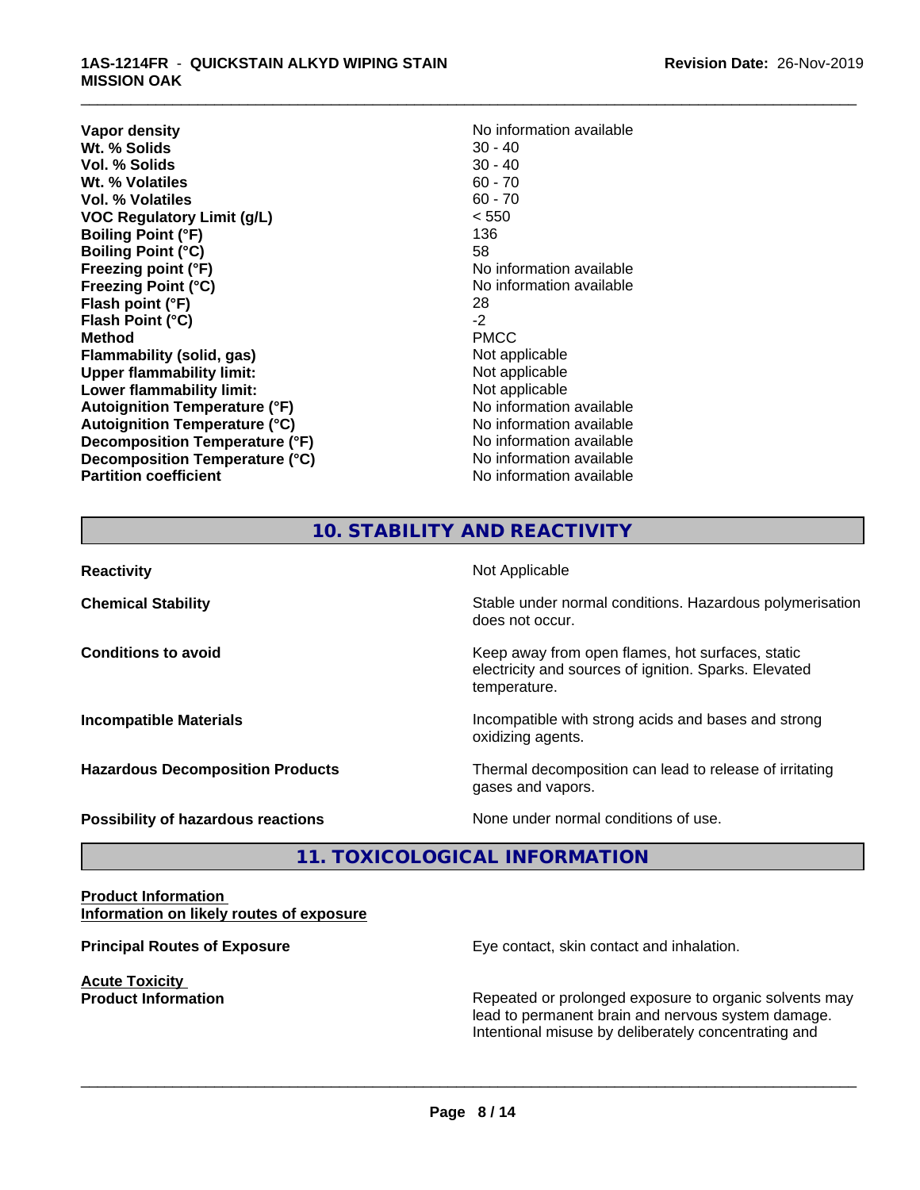| | |
|---|---|
| **Vapor density** | No information available |
| **Wt. % Solids** | 30 - 40 |
| **Vol. % Solids** | 30 - 40 |
| **Wt. % Volatiles** | 60 - 70 |
| **Vol. % Volatiles** | 60 - 70 |
| **VOC Regulatory Limit (g/L)** | < 550 |
| **Boiling Point (°F)** | 136 |
| **Boiling Point (°C)** | 58 |
| **Freezing point (°F)** | No information available |
| **Freezing Point (°C)** | No information available |
| **Flash point (°F)** | 28 |
| **Flash Point (°C)** | -2 |
| **Method** | PMCC |
| **Flammability (solid, gas)** | Not applicable |
| **Upper flammability limit:** | Not applicable |
| **Lower flammability limit:** | Not applicable |
| **Autoignition Temperature (°F)** | No information available |
| **Autoignition Temperature (°C)** | No information available |
| **Decomposition Temperature (°F)** | No information available |
| **Decomposition Temperature (°C)** | No information available |
| **Partition coefficient** | No information available |

## 10. STABILITY AND REACTIVITY

| | |
|---|---|
| **Reactivity** | Not Applicable |
| **Chemical Stability** | Stable under normal conditions. Hazardous polymerisation does not occur. |
| **Conditions to avoid** | Keep away from open flames, hot surfaces, static electricity and sources of ignition. Sparks. Elevated temperature. |
| **Incompatible Materials** | Incompatible with strong acids and bases and strong oxidizing agents. |
| **Hazardous Decomposition Products** | Thermal decomposition can lead to release of irritating gases and vapors. |
| **Possibility of hazardous reactions** | None under normal conditions of use. |

## 11. TOXICOLOGICAL INFORMATION

**Product Information**
**Information on likely routes of exposure**

**Principal Routes of Exposure** — Eye contact, skin contact and inhalation.

**Acute Toxicity**
**Product Information** — Repeated or prolonged exposure to organic solvents may lead to permanent brain and nervous system damage. Intentional misuse by deliberately concentrating and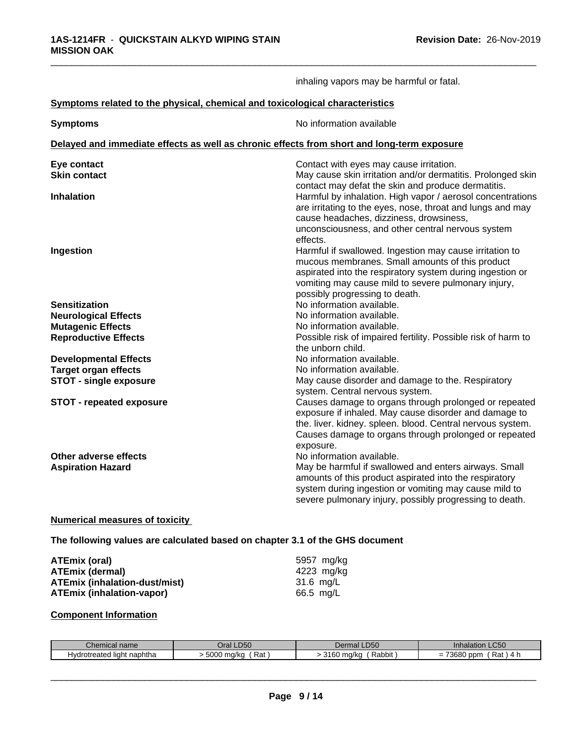inhaling vapors may be harmful or fatal.

**Symptoms related to the physical, chemical and toxicological characteristics**

| | |
|---|---|
| **Symptoms** | No information available |

**Delayed and immediate effects as well as chronic effects from short and long-term exposure**

| | |
|---|---|
| **Eye contact** | Contact with eyes may cause irritation. |
| **Skin contact** | May cause skin irritation and/or dermatitis. Prolonged skin contact may defat the skin and produce dermatitis. |
| **Inhalation** | Harmful by inhalation. High vapor / aerosol concentrations are irritating to the eyes, nose, throat and lungs and may cause headaches, dizziness, drowsiness, unconsciousness, and other central nervous system effects. |
| **Ingestion** | Harmful if swallowed. Ingestion may cause irritation to mucous membranes. Small amounts of this product aspirated into the respiratory system during ingestion or vomiting may cause mild to severe pulmonary injury, possibly progressing to death. |
| **Sensitization** | No information available. |
| **Neurological Effects** | No information available. |
| **Mutagenic Effects** | No information available. |
| **Reproductive Effects** | Possible risk of impaired fertility. Possible risk of harm to the unborn child. |
| **Developmental Effects** | No information available. |
| **Target organ effects** | No information available. |
| **STOT - single exposure** | May cause disorder and damage to the. Respiratory system. Central nervous system. |
| **STOT - repeated exposure** | Causes damage to organs through prolonged or repeated exposure if inhaled. May cause disorder and damage to the. liver. kidney. spleen. blood. Central nervous system. Causes damage to organs through prolonged or repeated exposure. |
| **Other adverse effects** | No information available. |
| **Aspiration Hazard** | May be harmful if swallowed and enters airways. Small amounts of this product aspirated into the respiratory system during ingestion or vomiting may cause mild to severe pulmonary injury, possibly progressing to death. |

**Numerical measures of toxicity**

**The following values are calculated based on chapter 3.1 of the GHS document**

| | |
|---|---|
| **ATEmix (oral)** | 5957 mg/kg |
| **ATEmix (dermal)** | 4223 mg/kg |
| **ATEmix (inhalation-dust/mist)** | 31.6 mg/L |
| **ATEmix (inhalation-vapor)** | 66.5 mg/L |

**Component Information**

| Chemical name | Oral LD50 | Dermal LD50 | Inhalation LC50 |
|---|---|---|---|
| Hydrotreated light naphtha | > 5000 mg/kg ( Rat ) | > 3160 mg/kg ( Rabbit ) | = 73680 ppm ( Rat ) 4 h |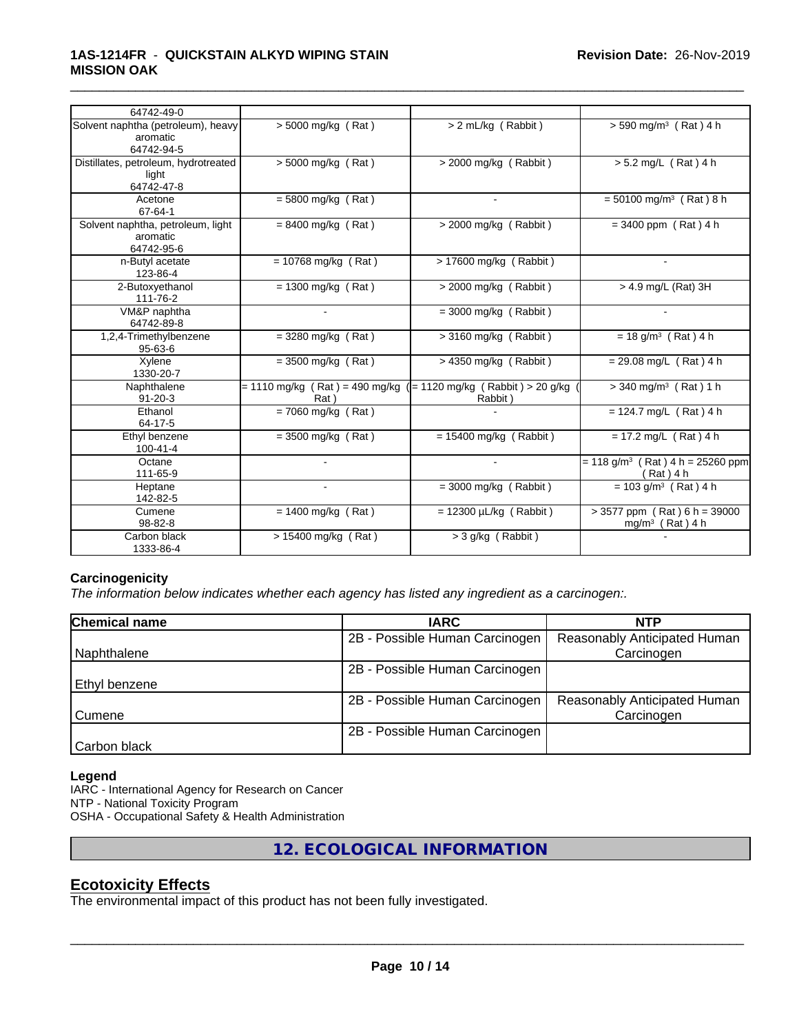| | | | |
|---|---|---|---|
| 64742-49-0 | | | |
| Solvent naphtha (petroleum), heavy aromatic 64742-94-5 | > 5000 mg/kg ( Rat ) | > 2 mL/kg ( Rabbit ) | > 590 mg/m³ ( Rat ) 4 h |
| Distillates, petroleum, hydrotreated light 64742-47-8 | > 5000 mg/kg ( Rat ) | > 2000 mg/kg ( Rabbit ) | > 5.2 mg/L ( Rat ) 4 h |
| Acetone 67-64-1 | = 5800 mg/kg ( Rat ) | - | = 50100 mg/m³ ( Rat ) 8 h |
| Solvent naphtha, petroleum, light aromatic 64742-95-6 | = 8400 mg/kg ( Rat ) | > 2000 mg/kg ( Rabbit ) | = 3400 ppm ( Rat ) 4 h |
| n-Butyl acetate 123-86-4 | = 10768 mg/kg ( Rat ) | > 17600 mg/kg ( Rabbit ) | - |
| 2-Butoxyethanol 111-76-2 | = 1300 mg/kg ( Rat ) | > 2000 mg/kg ( Rabbit ) | > 4.9 mg/L (Rat) 3H |
| VM&P naphtha 64742-89-8 | - | = 3000 mg/kg ( Rabbit ) | - |
| 1,2,4-Trimethylbenzene 95-63-6 | = 3280 mg/kg ( Rat ) | > 3160 mg/kg ( Rabbit ) | = 18 g/m³ ( Rat ) 4 h |
| Xylene 1330-20-7 | = 3500 mg/kg ( Rat ) | > 4350 mg/kg ( Rabbit ) | = 29.08 mg/L ( Rat ) 4 h |
| Naphthalene 91-20-3 | = 1110 mg/kg ( Rat ) = 490 mg/kg ( Rat ) | = 1120 mg/kg ( Rabbit ) > 20 g/kg ( Rabbit ) | > 340 mg/m³ ( Rat ) 1 h |
| Ethanol 64-17-5 | = 7060 mg/kg ( Rat ) | - | = 124.7 mg/L ( Rat ) 4 h |
| Ethyl benzene 100-41-4 | = 3500 mg/kg ( Rat ) | = 15400 mg/kg ( Rabbit ) | = 17.2 mg/L ( Rat ) 4 h |
| Octane 111-65-9 | - | - | = 118 g/m³ ( Rat ) 4 h = 25260 ppm ( Rat ) 4 h |
| Heptane 142-82-5 | - | = 3000 mg/kg ( Rabbit ) | = 103 g/m³ ( Rat ) 4 h |
| Cumene 98-82-8 | = 1400 mg/kg ( Rat ) | = 12300 µL/kg ( Rabbit ) | > 3577 ppm ( Rat ) 6 h = 39000 mg/m³ ( Rat ) 4 h |
| Carbon black 1333-86-4 | > 15400 mg/kg ( Rat ) | > 3 g/kg ( Rabbit ) | - |

### Carcinogenicity

*The information below indicates whether each agency has listed any ingredient as a carcinogen:.*

| Chemical name | IARC | NTP |
|---|---|---|
| Naphthalene | 2B - Possible Human Carcinogen | Reasonably Anticipated Human Carcinogen |
| Ethyl benzene | 2B - Possible Human Carcinogen | |
| Cumene | 2B - Possible Human Carcinogen | Reasonably Anticipated Human Carcinogen |
| Carbon black | 2B - Possible Human Carcinogen | |

**Legend**

IARC - International Agency for Research on Cancer
NTP - National Toxicity Program
OSHA - Occupational Safety & Health Administration

## 12. ECOLOGICAL INFORMATION

## Ecotoxicity Effects

The environmental impact of this product has not been fully investigated.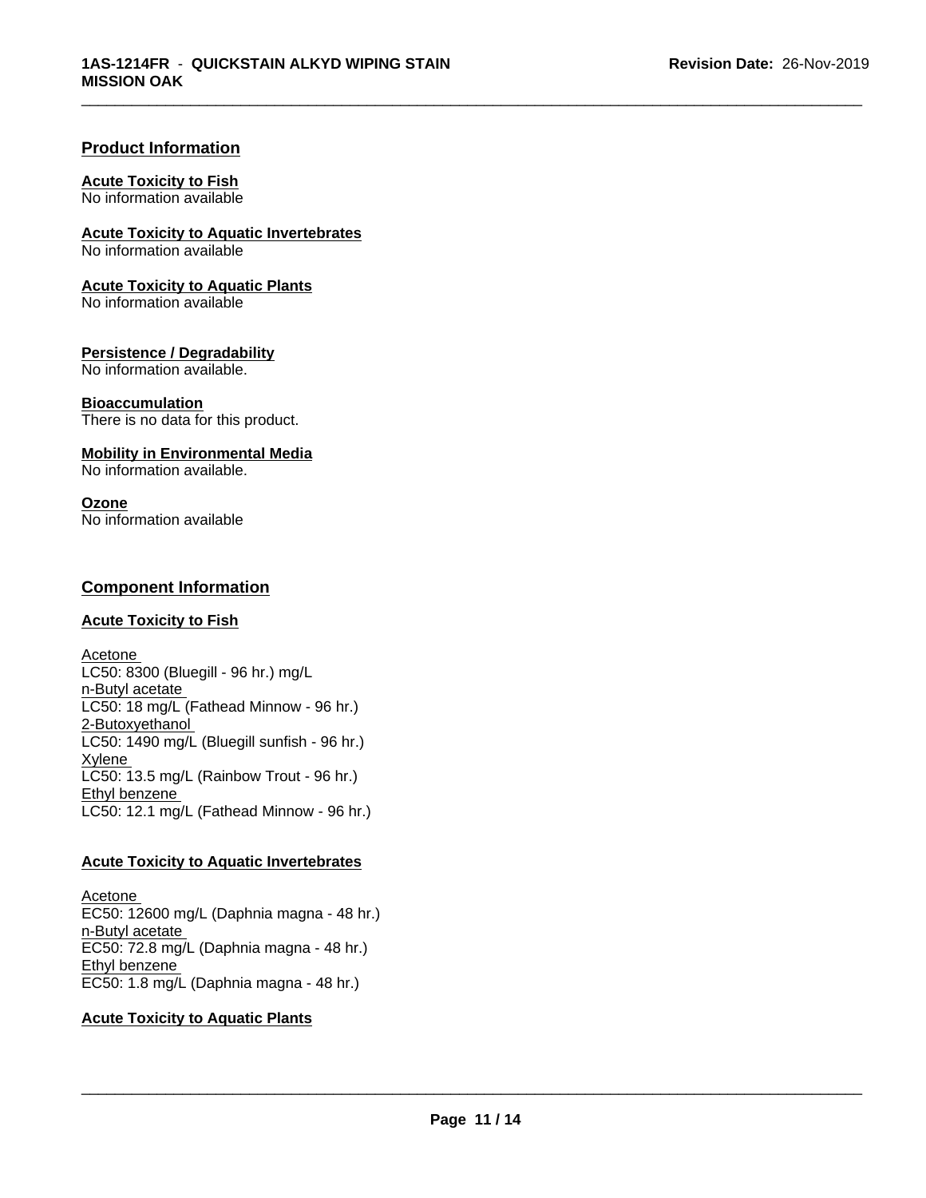## Product Information

**Acute Toxicity to Fish**
No information available

**Acute Toxicity to Aquatic Invertebrates**
No information available

**Acute Toxicity to Aquatic Plants**
No information available

**Persistence / Degradability**
No information available.

**Bioaccumulation**
There is no data for this product.

**Mobility in Environmental Media**
No information available.

**Ozone**
No information available

## Component Information

**Acute Toxicity to Fish**

Acetone
LC50: 8300 (Bluegill - 96 hr.) mg/L
n-Butyl acetate
LC50: 18 mg/L (Fathead Minnow - 96 hr.)
2-Butoxyethanol
LC50: 1490 mg/L (Bluegill sunfish - 96 hr.)
Xylene
LC50: 13.5 mg/L (Rainbow Trout - 96 hr.)
Ethyl benzene
LC50: 12.1 mg/L (Fathead Minnow - 96 hr.)

**Acute Toxicity to Aquatic Invertebrates**

Acetone
EC50: 12600 mg/L (Daphnia magna - 48 hr.)
n-Butyl acetate
EC50: 72.8 mg/L (Daphnia magna - 48 hr.)
Ethyl benzene
EC50: 1.8 mg/L (Daphnia magna - 48 hr.)

**Acute Toxicity to Aquatic Plants**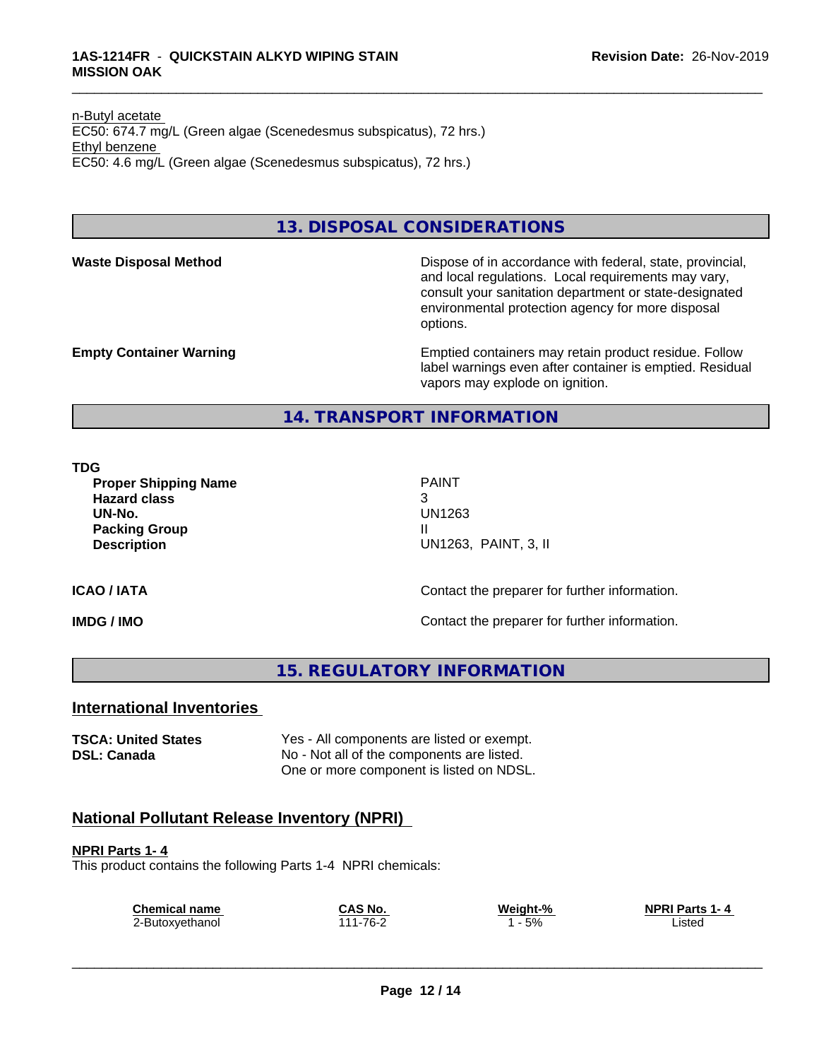n-Butyl acetate
EC50: 674.7 mg/L (Green algae (Scenedesmus subspicatus), 72 hrs.)
Ethyl benzene
EC50: 4.6 mg/L (Green algae (Scenedesmus subspicatus), 72 hrs.)

## 13. DISPOSAL CONSIDERATIONS

**Waste Disposal Method** — Dispose of in accordance with federal, state, provincial, and local regulations. Local requirements may vary, consult your sanitation department or state-designated environmental protection agency for more disposal options.

**Empty Container Warning** — Emptied containers may retain product residue. Follow label warnings even after container is emptied. Residual vapors may explode on ignition.

## 14. TRANSPORT INFORMATION

**TDG**

| | |
|---|---|
| **Proper Shipping Name** | PAINT |
| **Hazard class** | 3 |
| **UN-No.** | UN1263 |
| **Packing Group** | II |
| **Description** | UN1263, PAINT, 3, II |

**ICAO / IATA** — Contact the preparer for further information.

**IMDG / IMO** — Contact the preparer for further information.

## 15. REGULATORY INFORMATION

### International Inventories

**TSCA: United States** — Yes - All components are listed or exempt.
**DSL: Canada** — No - Not all of the components are listed. One or more component is listed on NDSL.

### National Pollutant Release Inventory (NPRI)

**NPRI Parts 1- 4**
This product contains the following Parts 1-4 NPRI chemicals:

| Chemical name | CAS No. | Weight-% | NPRI Parts 1- 4 |
|---|---|---|---|
| 2-Butoxyethanol | 111-76-2 | 1 - 5% | Listed |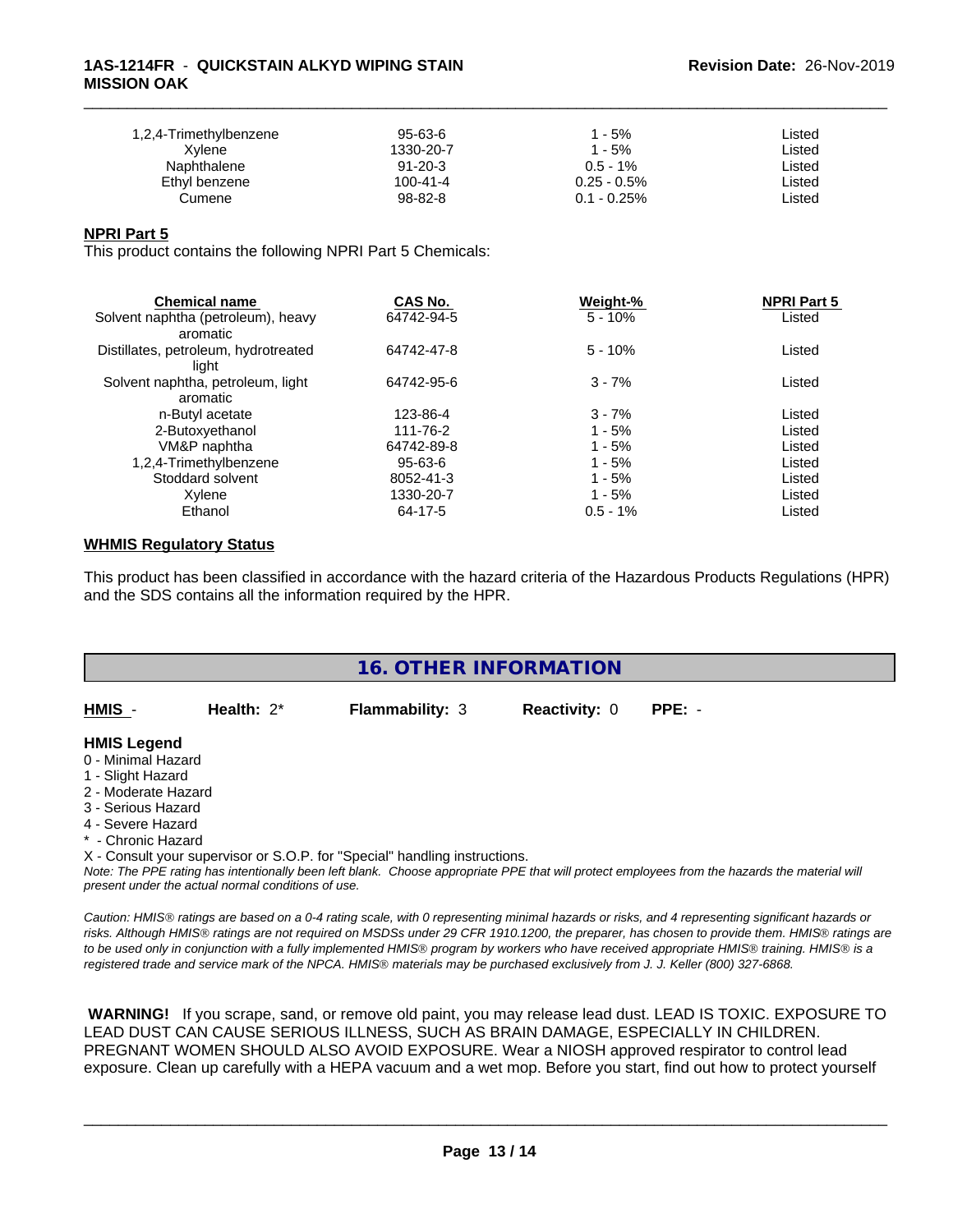| | | | |
|---|---|---|---|
| 1,2,4-Trimethylbenzene | 95-63-6 | 1 - 5% | Listed |
| Xylene | 1330-20-7 | 1 - 5% | Listed |
| Naphthalene | 91-20-3 | 0.5 - 1% | Listed |
| Ethyl benzene | 100-41-4 | 0.25 - 0.5% | Listed |
| Cumene | 98-82-8 | 0.1 - 0.25% | Listed |

**NPRI Part 5**

This product contains the following NPRI Part 5 Chemicals:

| Chemical name | CAS No. | Weight-% | NPRI Part 5 |
|---|---|---|---|
| Solvent naphtha (petroleum), heavy aromatic | 64742-94-5 | 5 - 10% | Listed |
| Distillates, petroleum, hydrotreated light | 64742-47-8 | 5 - 10% | Listed |
| Solvent naphtha, petroleum, light aromatic | 64742-95-6 | 3 - 7% | Listed |
| n-Butyl acetate | 123-86-4 | 3 - 7% | Listed |
| 2-Butoxyethanol | 111-76-2 | 1 - 5% | Listed |
| VM&P naphtha | 64742-89-8 | 1 - 5% | Listed |
| 1,2,4-Trimethylbenzene | 95-63-6 | 1 - 5% | Listed |
| Stoddard solvent | 8052-41-3 | 1 - 5% | Listed |
| Xylene | 1330-20-7 | 1 - 5% | Listed |
| Ethanol | 64-17-5 | 0.5 - 1% | Listed |

**WHMIS Regulatory Status**

This product has been classified in accordance with the hazard criteria of the Hazardous Products Regulations (HPR) and the SDS contains all the information required by the HPR.

## 16. OTHER INFORMATION

**HMIS** - **Health:** 2* **Flammability:** 3 **Reactivity:** 0 **PPE:** -

**HMIS Legend**

0 - Minimal Hazard
1 - Slight Hazard
2 - Moderate Hazard
3 - Serious Hazard
4 - Severe Hazard
* - Chronic Hazard
X - Consult your supervisor or S.O.P. for "Special" handling instructions.

*Note: The PPE rating has intentionally been left blank. Choose appropriate PPE that will protect employees from the hazards the material will present under the actual normal conditions of use.*

*Caution: HMIS® ratings are based on a 0-4 rating scale, with 0 representing minimal hazards or risks, and 4 representing significant hazards or risks. Although HMIS® ratings are not required on MSDSs under 29 CFR 1910.1200, the preparer, has chosen to provide them. HMIS® ratings are to be used only in conjunction with a fully implemented HMIS® program by workers who have received appropriate HMIS® training. HMIS® is a registered trade and service mark of the NPCA. HMIS® materials may be purchased exclusively from J. J. Keller (800) 327-6868.*

**WARNING!** If you scrape, sand, or remove old paint, you may release lead dust. LEAD IS TOXIC. EXPOSURE TO LEAD DUST CAN CAUSE SERIOUS ILLNESS, SUCH AS BRAIN DAMAGE, ESPECIALLY IN CHILDREN. PREGNANT WOMEN SHOULD ALSO AVOID EXPOSURE. Wear a NIOSH approved respirator to control lead exposure. Clean up carefully with a HEPA vacuum and a wet mop. Before you start, find out how to protect yourself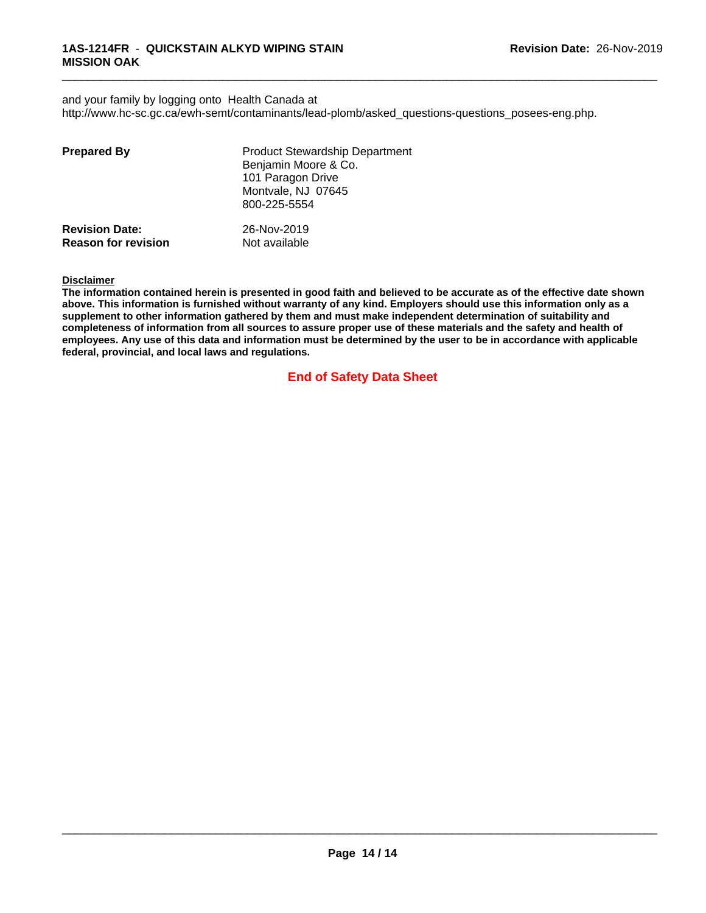and your family by logging onto Health Canada at http://www.hc-sc.gc.ca/ewh-semt/contaminants/lead-plomb/asked_questions-questions_posees-eng.php.

| | |
|---|---|
| **Prepared By** | Product Stewardship Department<br>Benjamin Moore & Co.<br>101 Paragon Drive<br>Montvale, NJ 07645<br>800-225-5554 |
| **Revision Date:** | 26-Nov-2019 |
| **Reason for revision** | Not available |

**Disclaimer**

**The information contained herein is presented in good faith and believed to be accurate as of the effective date shown above. This information is furnished without warranty of any kind. Employers should use this information only as a supplement to other information gathered by them and must make independent determination of suitability and completeness of information from all sources to assure proper use of these materials and the safety and health of employees. Any use of this data and information must be determined by the user to be in accordance with applicable federal, provincial, and local laws and regulations.**

**End of Safety Data Sheet**